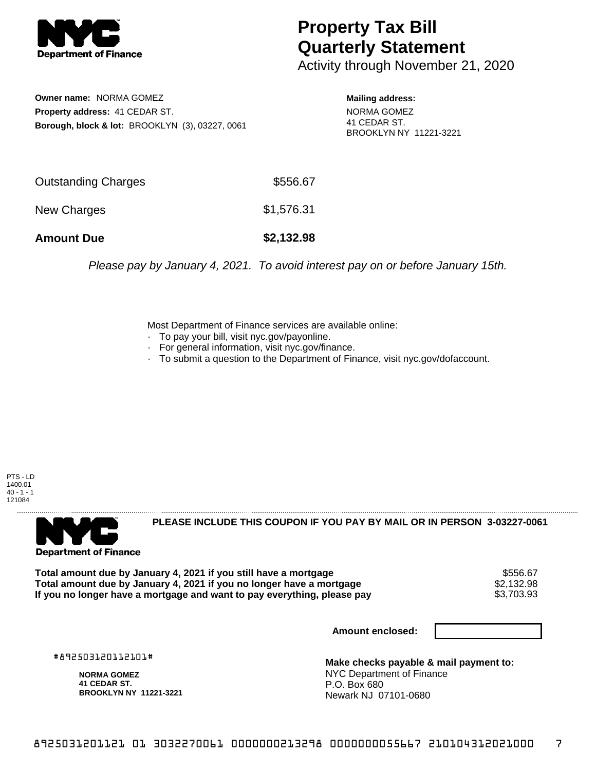**NYC Department of Finance**

# Property Tax Bill Quarterly Statement

Activity through November 21, 2020

**Owner name:** NORMA GOMEZ
**Property address:** 41 CEDAR ST.
**Borough, block & lot:** BROOKLYN (3), 03227, 0061

**Mailing address:**
NORMA GOMEZ
41 CEDAR ST.
BROOKLYN NY 11221-3221

| | |
|---|---|
| Outstanding Charges | $556.67 |
| New Charges | $1,576.31 |
| **Amount Due** | **$2,132.98** |

*Please pay by January 4, 2021. To avoid interest pay on or before January 15th.*

Most Department of Finance services are available online:

- To pay your bill, visit nyc.gov/payonline.
- For general information, visit nyc.gov/finance.
- To submit a question to the Department of Finance, visit nyc.gov/dofaccount.

PTS - LD
1400.01
40 - 1 - 1
121084

---

**NYC Department of Finance**

**PLEASE INCLUDE THIS COUPON IF YOU PAY BY MAIL OR IN PERSON 3-03227-0061**

| | |
|---|---|
| **Total amount due by January 4, 2021 if you still have a mortgage** | $556.67 |
| **Total amount due by January 4, 2021 if you no longer have a mortgage** | $2,132.98 |
| **If you no longer have a mortgage and want to pay everything, please pay** | $3,703.93 |

**Amount enclosed:**

#892503120112101#

**NORMA GOMEZ**
**41 CEDAR ST.**
**BROOKLYN NY 11221-3221**

**Make checks payable & mail payment to:**
NYC Department of Finance
P.O. Box 680
Newark NJ 07101-0680

8925031201121 01 3032270061 0000000213298 0000000055667 210104312021000 7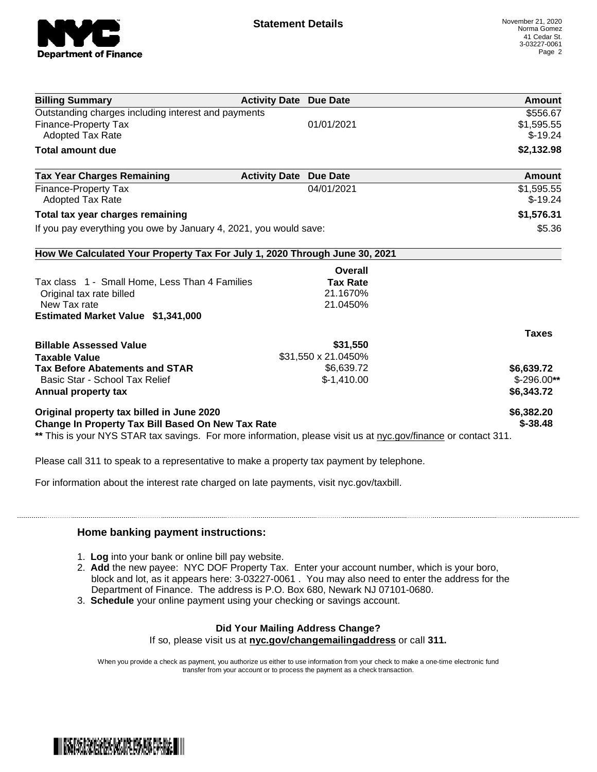# Statement Details

November 21, 2020
Norma Gomez
41 Cedar St.
3-03227-0061

| Billing Summary | Activity Date | Due Date | Amount |
|---|---|---|---|
| Outstanding charges including interest and payments | | | $556.67 |
| Finance-Property Tax | | 01/01/2021 | $1,595.55 |
| Adopted Tax Rate | | | $-19.24 |
| **Total amount due** | | | **$2,132.98** |

| Tax Year Charges Remaining | Activity Date | Due Date | Amount |
|---|---|---|---|
| Finance-Property Tax | | 04/01/2021 | $1,595.55 |
| Adopted Tax Rate | | | $-19.24 |
| **Total tax year charges remaining** | | | **$1,576.31** |
| If you pay everything you owe by January 4, 2021, you would save: | | | $5.36 |

**How We Calculated Your Property Tax For July 1, 2020 Through June 30, 2021**

| | Overall Tax Rate | |
|---|---|---|
| Tax class 1 - Small Home, Less Than 4 Families | | |
| Original tax rate billed | 21.1670% | |
| New Tax rate | 21.0450% | |
| **Estimated Market Value $1,341,000** | | |
| | | **Taxes** |
| **Billable Assessed Value** | **$31,550** | |
| **Taxable Value** | $31,550 x 21.0450% | |
| **Tax Before Abatements and STAR** | $6,639.72 | **$6,639.72** |
| Basic Star - School Tax Relief | $-1,410.00 | $-296.00** |
| **Annual property tax** | | **$6,343.72** |
| **Original property tax billed in June 2020** | | **$6,382.20** |
| **Change In Property Tax Bill Based On New Tax Rate** | | **$-38.48** |

** This is your NYS STAR tax savings. For more information, please visit us at nyc.gov/finance or contact 311.

Please call 311 to speak to a representative to make a property tax payment by telephone.

For information about the interest rate charged on late payments, visit nyc.gov/taxbill.

### Home banking payment instructions:

1. **Log** into your bank or online bill pay website.
2. **Add** the new payee: NYC DOF Property Tax. Enter your account number, which is your boro, block and lot, as it appears here: 3-03227-0061 . You may also need to enter the address for the Department of Finance. The address is P.O. Box 680, Newark NJ 07101-0680.
3. **Schedule** your online payment using your checking or savings account.

**Did Your Mailing Address Change?**
If so, please visit us at **nyc.gov/changemailingaddress** or call **311.**

When you provide a check as payment, you authorize us either to use information from your check to make a one-time electronic fund transfer from your account or to process the payment as a check transaction.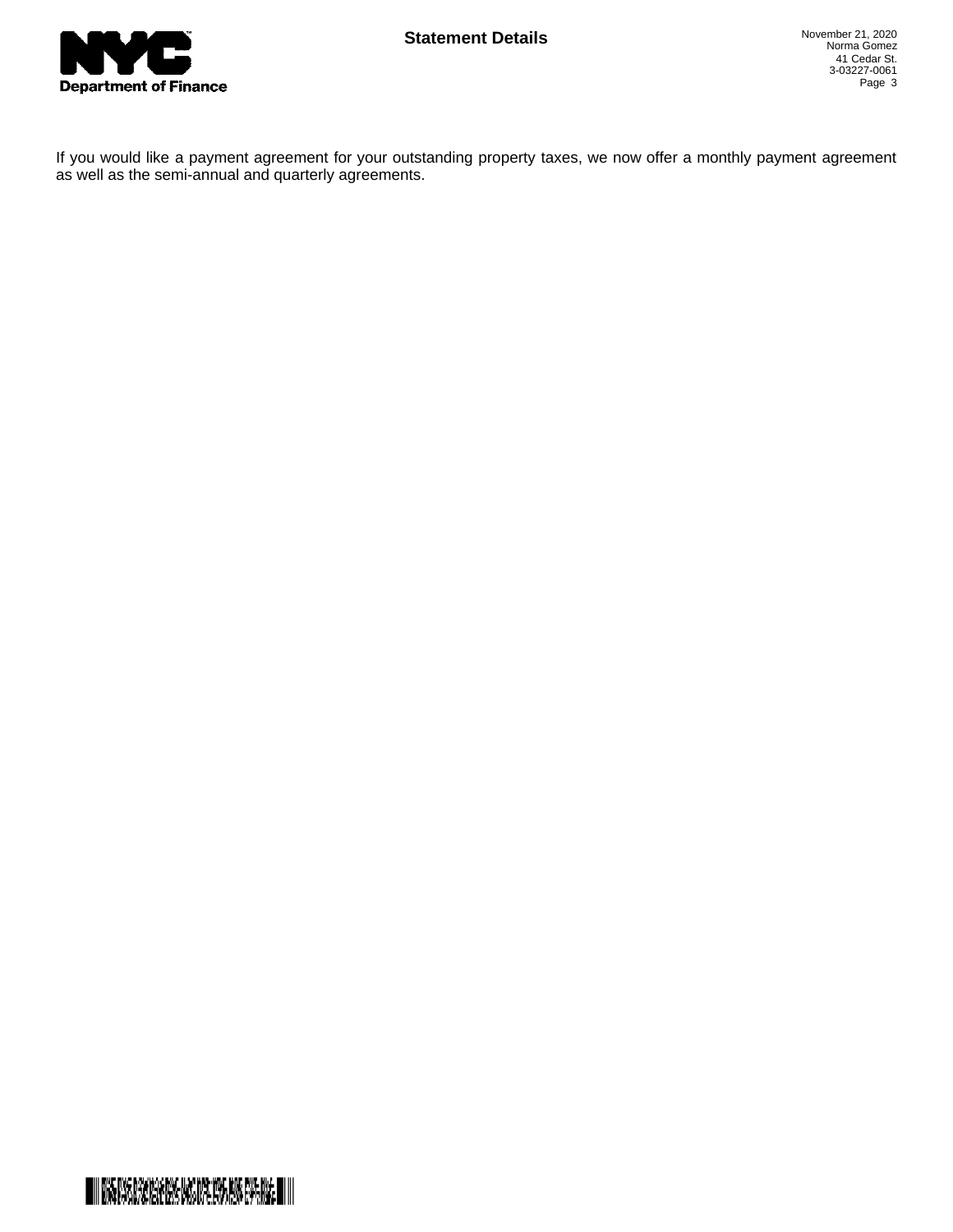If you would like a payment agreement for your outstanding property taxes, we now offer a monthly payment agreement as well as the semi-annual and quarterly agreements.